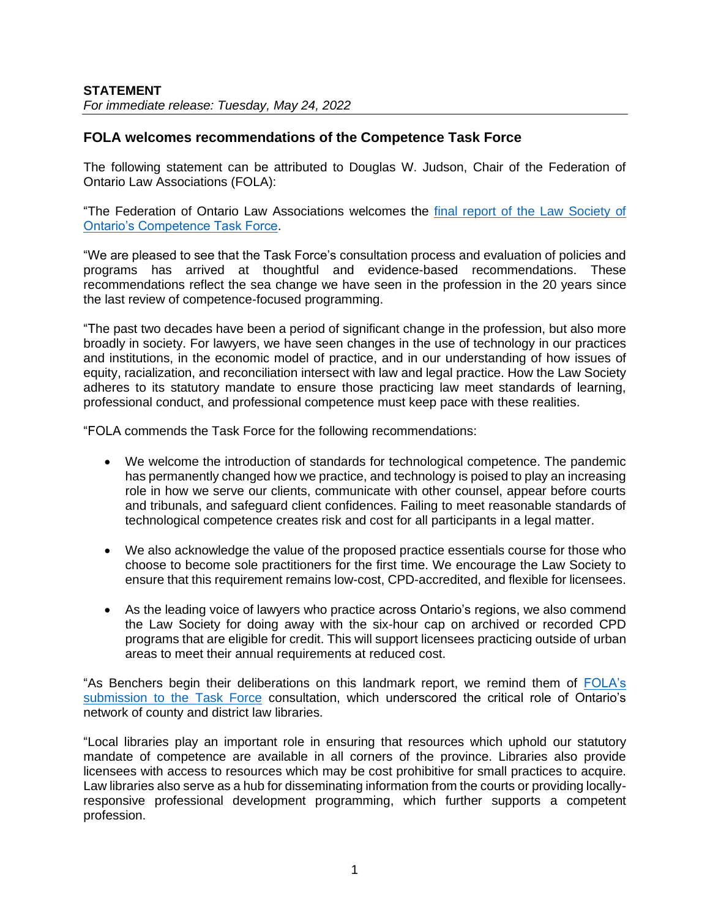**STATEMENT**
*For immediate release: Tuesday, May 24, 2022*

## FOLA welcomes recommendations of the Competence Task Force

The following statement can be attributed to Douglas W. Judson, Chair of the Federation of Ontario Law Associations (FOLA):

"The Federation of Ontario Law Associations welcomes the final report of the Law Society of Ontario's Competence Task Force.

"We are pleased to see that the Task Force's consultation process and evaluation of policies and programs has arrived at thoughtful and evidence-based recommendations. These recommendations reflect the sea change we have seen in the profession in the 20 years since the last review of competence-focused programming.

"The past two decades have been a period of significant change in the profession, but also more broadly in society. For lawyers, we have seen changes in the use of technology in our practices and institutions, in the economic model of practice, and in our understanding of how issues of equity, racialization, and reconciliation intersect with law and legal practice. How the Law Society adheres to its statutory mandate to ensure those practicing law meet standards of learning, professional conduct, and professional competence must keep pace with these realities.

"FOLA commends the Task Force for the following recommendations:

- We welcome the introduction of standards for technological competence. The pandemic has permanently changed how we practice, and technology is poised to play an increasing role in how we serve our clients, communicate with other counsel, appear before courts and tribunals, and safeguard client confidences. Failing to meet reasonable standards of technological competence creates risk and cost for all participants in a legal matter.

- We also acknowledge the value of the proposed practice essentials course for those who choose to become sole practitioners for the first time. We encourage the Law Society to ensure that this requirement remains low-cost, CPD-accredited, and flexible for licensees.

- As the leading voice of lawyers who practice across Ontario's regions, we also commend the Law Society for doing away with the six-hour cap on archived or recorded CPD programs that are eligible for credit. This will support licensees practicing outside of urban areas to meet their annual requirements at reduced cost.

"As Benchers begin their deliberations on this landmark report, we remind them of FOLA's submission to the Task Force consultation, which underscored the critical role of Ontario's network of county and district law libraries.

"Local libraries play an important role in ensuring that resources which uphold our statutory mandate of competence are available in all corners of the province. Libraries also provide licensees with access to resources which may be cost prohibitive for small practices to acquire. Law libraries also serve as a hub for disseminating information from the courts or providing locally-responsive professional development programming, which further supports a competent profession.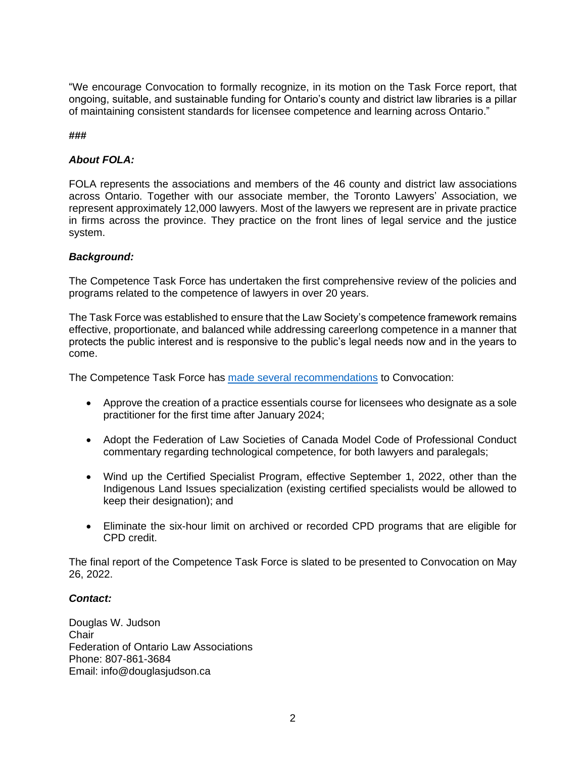"We encourage Convocation to formally recognize, in its motion on the Task Force report, that ongoing, suitable, and sustainable funding for Ontario's county and district law libraries is a pillar of maintaining consistent standards for licensee competence and learning across Ontario."

###

***About FOLA:***

FOLA represents the associations and members of the 46 county and district law associations across Ontario. Together with our associate member, the Toronto Lawyers' Association, we represent approximately 12,000 lawyers. Most of the lawyers we represent are in private practice in firms across the province. They practice on the front lines of legal service and the justice system.

***Background:***

The Competence Task Force has undertaken the first comprehensive review of the policies and programs related to the competence of lawyers in over 20 years.

The Task Force was established to ensure that the Law Society's competence framework remains effective, proportionate, and balanced while addressing careerlong competence in a manner that protects the public interest and is responsive to the public's legal needs now and in the years to come.

The Competence Task Force has made several recommendations to Convocation:

- Approve the creation of a practice essentials course for licensees who designate as a sole practitioner for the first time after January 2024;
- Adopt the Federation of Law Societies of Canada Model Code of Professional Conduct commentary regarding technological competence, for both lawyers and paralegals;
- Wind up the Certified Specialist Program, effective September 1, 2022, other than the Indigenous Land Issues specialization (existing certified specialists would be allowed to keep their designation); and
- Eliminate the six-hour limit on archived or recorded CPD programs that are eligible for CPD credit.

The final report of the Competence Task Force is slated to be presented to Convocation on May 26, 2022.

***Contact:***

Douglas W. Judson
Chair
Federation of Ontario Law Associations
Phone: 807-861-3684
Email: info@douglasjudson.ca